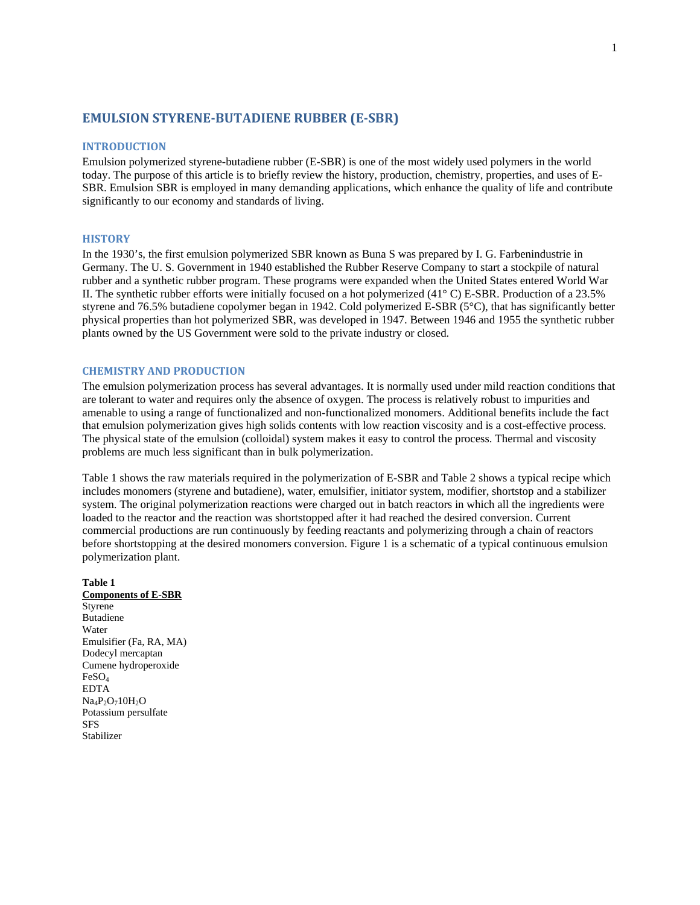# EMULSION STYRENE-BUTADIENE RUBBER (E-SBR)

## INTRODUCTION

Emulsion polymerized styrene-butadiene rubber (E-SBR) is one of the most widely used polymers in the world today. The purpose of this article is to briefly review the history, production, chemistry, properties, and uses of E-SBR. Emulsion SBR is employed in many demanding applications, which enhance the quality of life and contribute significantly to our economy and standards of living.

## HISTORY

In the 1930's, the first emulsion polymerized SBR known as Buna S was prepared by I. G. Farbenindustrie in Germany. The U. S. Government in 1940 established the Rubber Reserve Company to start a stockpile of natural rubber and a synthetic rubber program. These programs were expanded when the United States entered World War II. The synthetic rubber efforts were initially focused on a hot polymerized (41° C) E-SBR. Production of a 23.5% styrene and 76.5% butadiene copolymer began in 1942. Cold polymerized E-SBR (5°C), that has significantly better physical properties than hot polymerized SBR, was developed in 1947. Between 1946 and 1955 the synthetic rubber plants owned by the US Government were sold to the private industry or closed.

## CHEMISTRY AND PRODUCTION

The emulsion polymerization process has several advantages. It is normally used under mild reaction conditions that are tolerant to water and requires only the absence of oxygen. The process is relatively robust to impurities and amenable to using a range of functionalized and non-functionalized monomers. Additional benefits include the fact that emulsion polymerization gives high solids contents with low reaction viscosity and is a cost-effective process. The physical state of the emulsion (colloidal) system makes it easy to control the process. Thermal and viscosity problems are much less significant than in bulk polymerization.

Table 1 shows the raw materials required in the polymerization of E-SBR and Table 2 shows a typical recipe which includes monomers (styrene and butadiene), water, emulsifier, initiator system, modifier, shortstop and a stabilizer system. The original polymerization reactions were charged out in batch reactors in which all the ingredients were loaded to the reactor and the reaction was shortstopped after it had reached the desired conversion. Current commercial productions are run continuously by feeding reactants and polymerizing through a chain of reactors before shortstopping at the desired monomers conversion. Figure 1 is a schematic of a typical continuous emulsion polymerization plant.

**Table 1**

| **Components of E-SBR** |
|---|
| Styrene |
| Butadiene |
| Water |
| Emulsifier (Fa, RA, MA) |
| Dodecyl mercaptan |
| Cumene hydroperoxide |
| $FeSO_4$ |
| EDTA |
| $Na_4P_2O_7 10H_2O$ |
| Potassium persulfate |
| SFS |
| Stabilizer |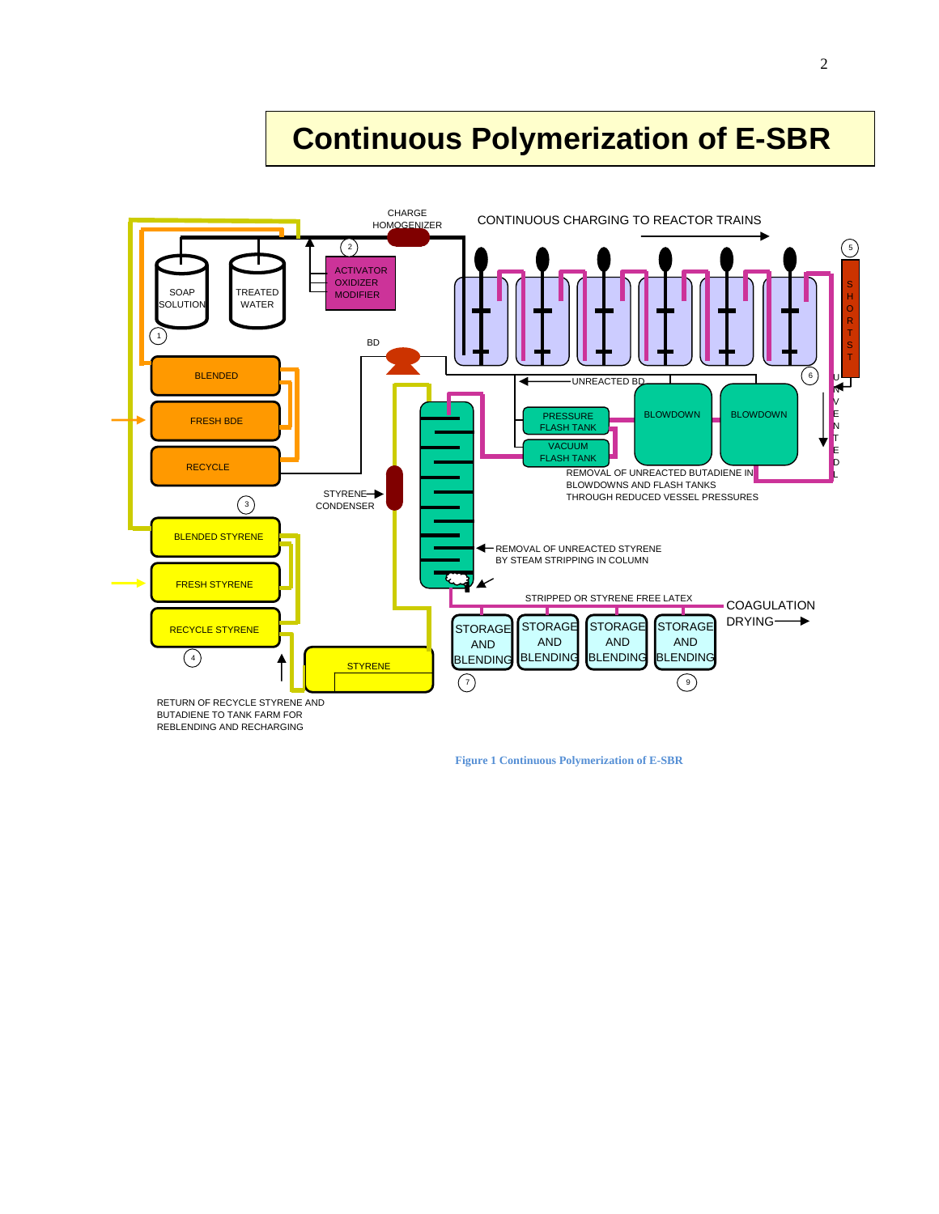# Continuous Polymerization of E-SBR

CHARGE HOMOGENIZER

CONTINUOUS CHARGING TO REACTOR TRAINS

SOAP SOLUTION

TREATED WATER

ACTIVATOR OXIDIZER MODIFIER

BD

BLENDED

FRESH BDE

RECYCLE

UNREACTED BD

PRESSURE FLASH TANK

VACUUM FLASH TANK

BLOWDOWN

BLOWDOWN

SHORTSTOP

UNVENTED

REMOVAL OF UNREACTED BUTADIENE IN BLOWDOWNS AND FLASH TANKS THROUGH REDUCED VESSEL PRESSURES

STYRENE CONDENSER

BLENDED STYRENE

FRESH STYRENE

RECYCLE STYRENE

REMOVAL OF UNREACTED STYRENE BY STEAM STRIPPING IN COLUMN

STRIPPED OR STYRENE FREE LATEX

COAGULATION

DRYING

STORAGE AND BLENDING

STORAGE AND BLENDING

STORAGE AND BLENDING

STORAGE AND BLENDING

STYRENE

RETURN OF RECYCLE STYRENE AND BUTADIENE TO TANK FARM FOR REBLENDING AND RECHARGING

1 2 3 4 5 6 7 9

**Figure 1 Continuous Polymerization of E-SBR**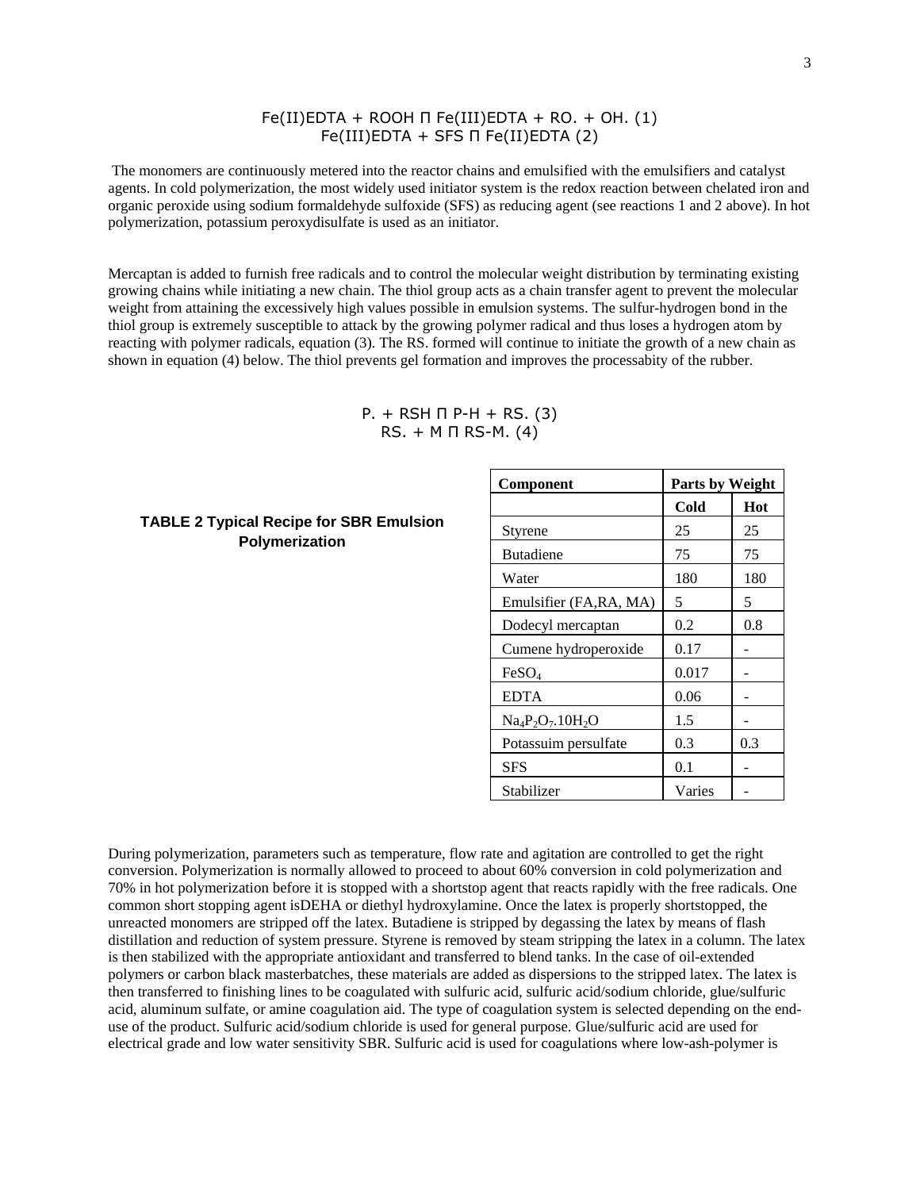Fe(II)EDTA + ROOH Π Fe(III)EDTA + RO. + OH. (1)
Fe(III)EDTA + SFS Π Fe(II)EDTA (2)

The monomers are continuously metered into the reactor chains and emulsified with the emulsifiers and catalyst agents. In cold polymerization, the most widely used initiator system is the redox reaction between chelated iron and organic peroxide using sodium formaldehyde sulfoxide (SFS) as reducing agent (see reactions 1 and 2 above). In hot polymerization, potassium peroxydisulfate is used as an initiator.

Mercaptan is added to furnish free radicals and to control the molecular weight distribution by terminating existing growing chains while initiating a new chain. The thiol group acts as a chain transfer agent to prevent the molecular weight from attaining the excessively high values possible in emulsion systems. The sulfur-hydrogen bond in the thiol group is extremely susceptible to attack by the growing polymer radical and thus loses a hydrogen atom by reacting with polymer radicals, equation (3). The RS. formed will continue to initiate the growth of a new chain as shown in equation (4) below. The thiol prevents gel formation and improves the processabity of the rubber.

P. + RSH Π P-H + RS. (3)
RS. + M Π RS-M. (4)

**TABLE 2 Typical Recipe for SBR Emulsion Polymerization**

| Component | Parts by Weight | |
|---|---|---|
| | Cold | Hot |
| Styrene | 25 | 25 |
| Butadiene | 75 | 75 |
| Water | 180 | 180 |
| Emulsifier (FA,RA, MA) | 5 | 5 |
| Dodecyl mercaptan | 0.2 | 0.8 |
| Cumene hydroperoxide | 0.17 | - |
| $FeSO_4$ | 0.017 | - |
| EDTA | 0.06 | - |
| $Na_4P_2O_7.10H_2O$ | 1.5 | - |
| Potassuim persulfate | 0.3 | 0.3 |
| SFS | 0.1 | - |
| Stabilizer | Varies | - |

During polymerization, parameters such as temperature, flow rate and agitation are controlled to get the right conversion. Polymerization is normally allowed to proceed to about 60% conversion in cold polymerization and 70% in hot polymerization before it is stopped with a shortstop agent that reacts rapidly with the free radicals. One common short stopping agent isDEHA or diethyl hydroxylamine. Once the latex is properly shortstopped, the unreacted monomers are stripped off the latex. Butadiene is stripped by degassing the latex by means of flash distillation and reduction of system pressure. Styrene is removed by steam stripping the latex in a column. The latex is then stabilized with the appropriate antioxidant and transferred to blend tanks. In the case of oil-extended polymers or carbon black masterbatches, these materials are added as dispersions to the stripped latex. The latex is then transferred to finishing lines to be coagulated with sulfuric acid, sulfuric acid/sodium chloride, glue/sulfuric acid, aluminum sulfate, or amine coagulation aid. The type of coagulation system is selected depending on the end-use of the product. Sulfuric acid/sodium chloride is used for general purpose. Glue/sulfuric acid are used for electrical grade and low water sensitivity SBR. Sulfuric acid is used for coagulations where low-ash-polymer is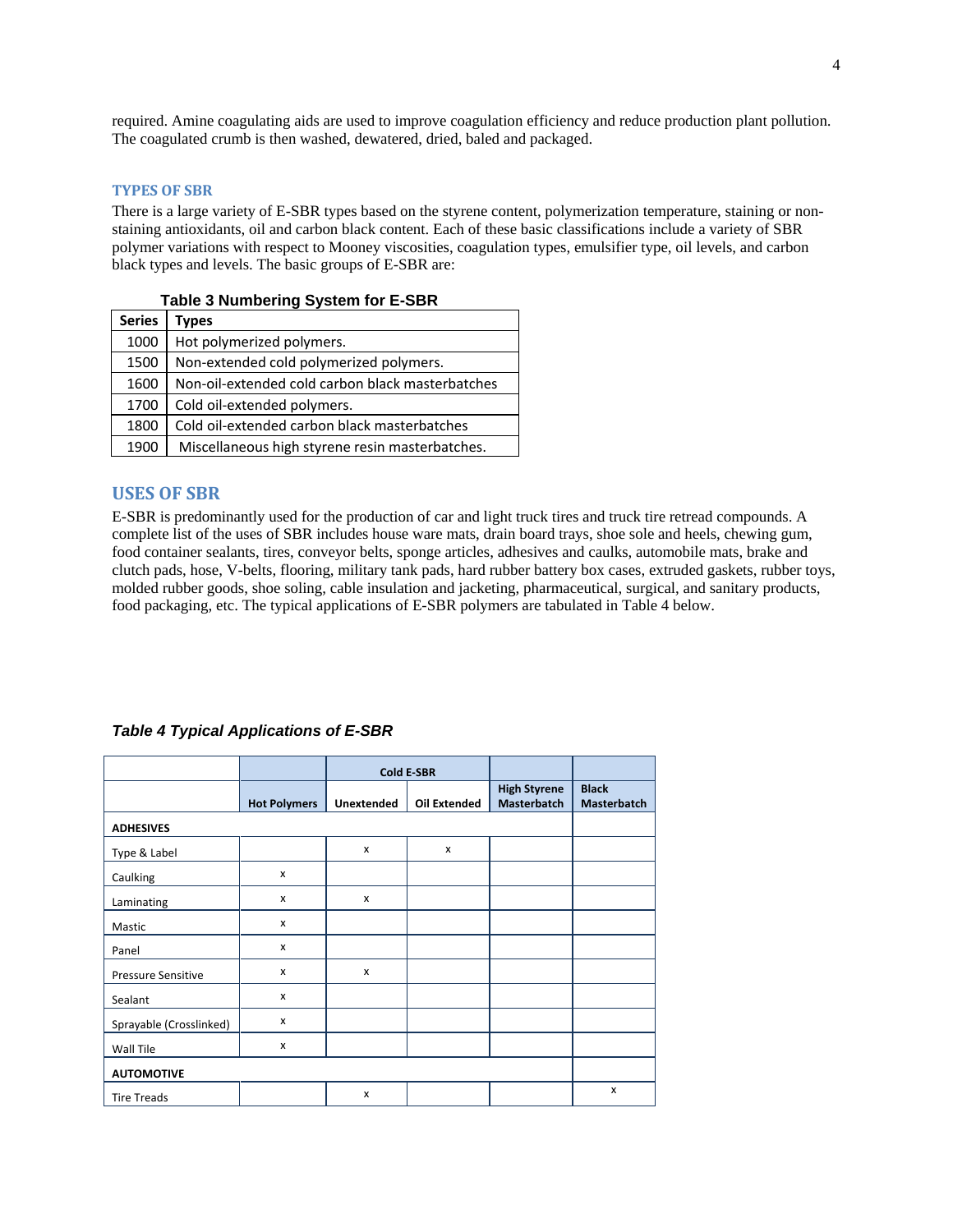required. Amine coagulating aids are used to improve coagulation efficiency and reduce production plant pollution. The coagulated crumb is then washed, dewatered, dried, baled and packaged.

### TYPES OF SBR

There is a large variety of E-SBR types based on the styrene content, polymerization temperature, staining or non-staining antioxidants, oil and carbon black content. Each of these basic classifications include a variety of SBR polymer variations with respect to Mooney viscosities, coagulation types, emulsifier type, oil levels, and carbon black types and levels. The basic groups of E-SBR are:

**Table 3 Numbering System for E-SBR**

| Series | Types |
|---|---|
| 1000 | Hot polymerized polymers. |
| 1500 | Non-extended cold polymerized polymers. |
| 1600 | Non-oil-extended cold carbon black masterbatches |
| 1700 | Cold oil-extended polymers. |
| 1800 | Cold oil-extended carbon black masterbatches |
| 1900 | Miscellaneous high styrene resin masterbatches. |

## USES OF SBR

E-SBR is predominantly used for the production of car and light truck tires and truck tire retread compounds. A complete list of the uses of SBR includes house ware mats, drain board trays, shoe sole and heels, chewing gum, food container sealants, tires, conveyor belts, sponge articles, adhesives and caulks, automobile mats, brake and clutch pads, hose, V-belts, flooring, military tank pads, hard rubber battery box cases, extruded gaskets, rubber toys, molded rubber goods, shoe soling, cable insulation and jacketing, pharmaceutical, surgical, and sanitary products, food packaging, etc. The typical applications of E-SBR polymers are tabulated in Table 4 below.

***Table 4 Typical Applications of E-SBR***

| | | Cold E-SBR | | | |
|---|---|---|---|---|---|
| | **Hot Polymers** | **Unextended** | **Oil Extended** | **High Styrene Masterbatch** | **Black Masterbatch** |
| **ADHESIVES** | | | | | |
| Type & Label | | x | x | | |
| Caulking | x | | | | |
| Laminating | x | x | | | |
| Mastic | x | | | | |
| Panel | x | | | | |
| Pressure Sensitive | x | x | | | |
| Sealant | x | | | | |
| Sprayable (Crosslinked) | x | | | | |
| Wall Tile | x | | | | |
| **AUTOMOTIVE** | | | | | |
| Tire Treads | | x | | | x |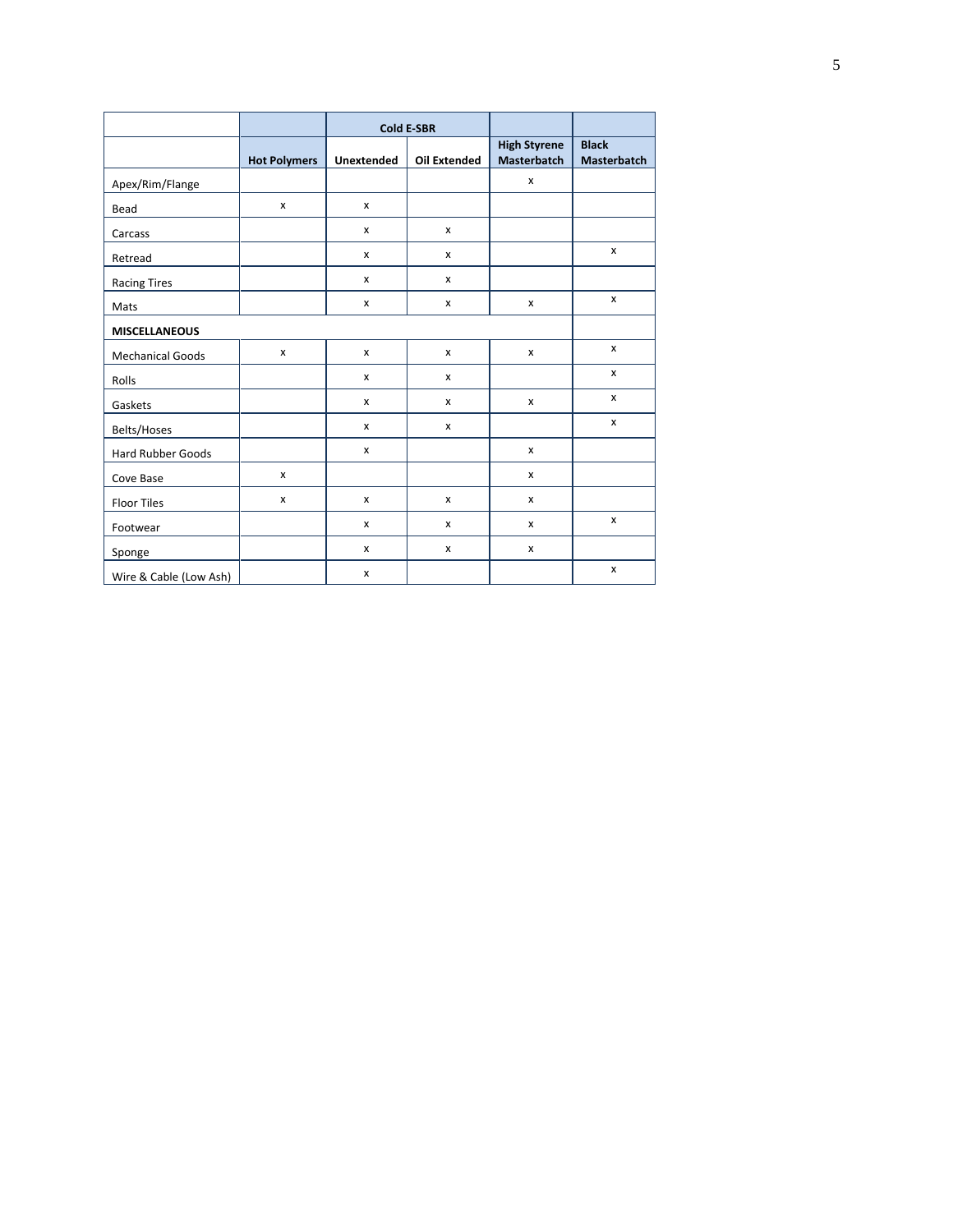| | | Cold E-SBR | | | |
|---|---|---|---|---|---|
| | Hot Polymers | Unextended | Oil Extended | High Styrene Masterbatch | Black Masterbatch |
| Apex/Rim/Flange | | | | x | |
| Bead | x | x | | | |
| Carcass | | x | x | | |
| Retread | | x | x | | x |
| Racing Tires | | x | x | | |
| Mats | | x | x | x | x |
| **MISCELLANEOUS** | | | | | |
| Mechanical Goods | x | x | x | x | x |
| Rolls | | x | x | | x |
| Gaskets | | x | x | x | x |
| Belts/Hoses | | x | x | | x |
| Hard Rubber Goods | | x | | x | |
| Cove Base | x | | | x | |
| Floor Tiles | x | x | x | x | |
| Footwear | | x | x | x | x |
| Sponge | | x | x | x | |
| Wire & Cable (Low Ash) | | x | | | x |